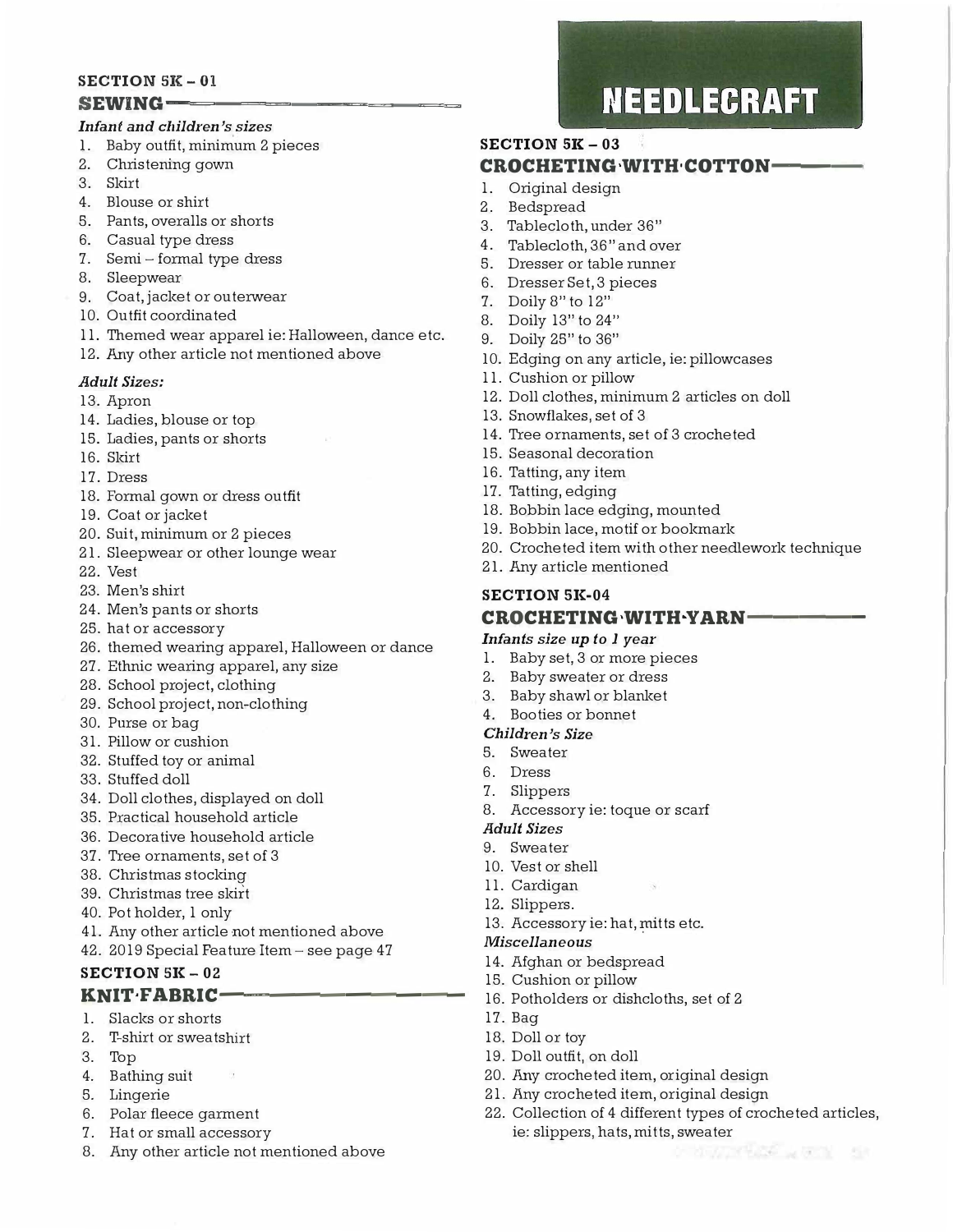# NEEDLECRAFT

## SECTION 5K – 01
## SEWING

### *Infant and children's sizes*

1. Baby outfit, minimum 2 pieces
2. Christening gown
3. Skirt
4. Blouse or shirt
5. Pants, overalls or shorts
6. Casual type dress
7. Semi – formal type dress
8. Sleepwear
9. Coat, jacket or outerwear
10. Outfit coordinated
11. Themed wear apparel ie: Halloween, dance etc.
12. Any other article not mentioned above

### *Adult Sizes:*

13. Apron
14. Ladies, blouse or top
15. Ladies, pants or shorts
16. Skirt
17. Dress
18. Formal gown or dress outfit
19. Coat or jacket
20. Suit, minimum or 2 pieces
21. Sleepwear or other lounge wear
22. Vest
23. Men's shirt
24. Men's pants or shorts
25. hat or accessory
26. themed wearing apparel, Halloween or dance
27. Ethnic wearing apparel, any size
28. School project, clothing
29. School project, non-clothing
30. Purse or bag
31. Pillow or cushion
32. Stuffed toy or animal
33. Stuffed doll
34. Doll clothes, displayed on doll
35. Practical household article
36. Decorative household article
37. Tree ornaments, set of 3
38. Christmas stocking
39. Christmas tree skirt
40. Pot holder, 1 only
41. Any other article not mentioned above
42. 2019 Special Feature Item – see page 47

## SECTION 5K – 02
## KNIT FABRIC

1. Slacks or shorts
2. T-shirt or sweatshirt
3. Top
4. Bathing suit
5. Lingerie
6. Polar fleece garment
7. Hat or small accessory
8. Any other article not mentioned above

## SECTION 5K – 03
## CROCHETING WITH COTTON

1. Original design
2. Bedspread
3. Tablecloth, under 36"
4. Tablecloth, 36" and over
5. Dresser or table runner
6. Dresser Set, 3 pieces
7. Doily 8" to 12"
8. Doily 13" to 24"
9. Doily 25" to 36"
10. Edging on any article, ie: pillowcases
11. Cushion or pillow
12. Doll clothes, minimum 2 articles on doll
13. Snowflakes, set of 3
14. Tree ornaments, set of 3 crocheted
15. Seasonal decoration
16. Tatting, any item
17. Tatting, edging
18. Bobbin lace edging, mounted
19. Bobbin lace, motif or bookmark
20. Crocheted item with other needlework technique
21. Any article mentioned

## SECTION 5K-04
## CROCHETING WITH YARN

### *Infants size up to 1 year*

1. Baby set, 3 or more pieces
2. Baby sweater or dress
3. Baby shawl or blanket
4. Booties or bonnet

### *Children's Size*

5. Sweater
6. Dress
7. Slippers
8. Accessory ie: toque or scarf

### *Adult Sizes*

9. Sweater
10. Vest or shell
11. Cardigan
12. Slippers.
13. Accessory ie: hat, mitts etc.

### *Miscellaneous*

14. Afghan or bedspread
15. Cushion or pillow
16. Potholders or dishcloths, set of 2
17. Bag
18. Doll or toy
19. Doll outfit, on doll
20. Any crocheted item, original design
21. Any crocheted item, original design
22. Collection of 4 different types of crocheted articles, ie: slippers, hats, mitts, sweater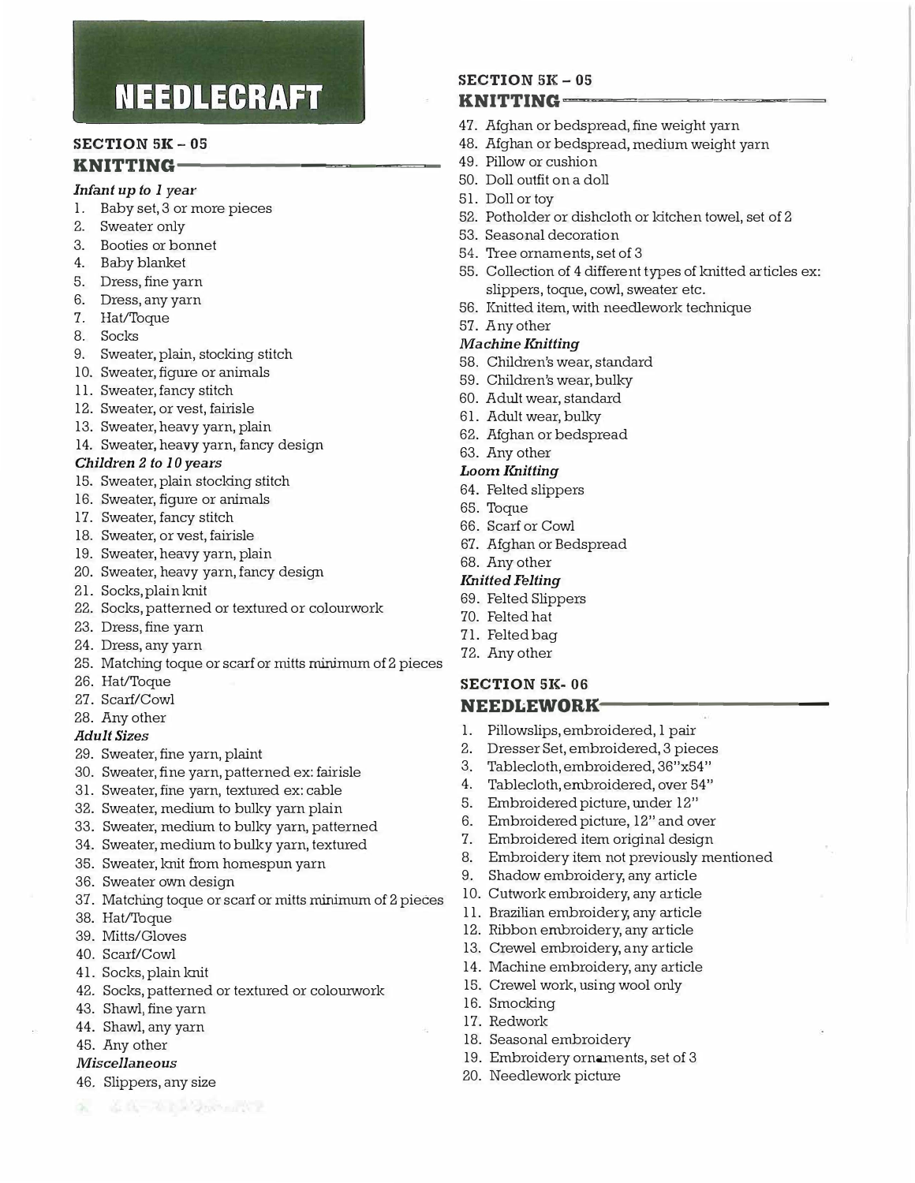# NEEDLECRAFT

## SECTION 5K – 05

## KNITTING

*Infant up to 1 year*

1. Baby set, 3 or more pieces
2. Sweater only
3. Booties or bonnet
4. Baby blanket
5. Dress, fine yarn
6. Dress, any yarn
7. Hat/Toque
8. Socks
9. Sweater, plain, stocking stitch
10. Sweater, figure or animals
11. Sweater, fancy stitch
12. Sweater, or vest, fairisle
13. Sweater, heavy yarn, plain
14. Sweater, heavy yarn, fancy design

*Children 2 to 10 years*

15. Sweater, plain stocking stitch
16. Sweater, figure or animals
17. Sweater, fancy stitch
18. Sweater, or vest, fairisle
19. Sweater, heavy yarn, plain
20. Sweater, heavy yarn, fancy design
21. Socks, plain knit
22. Socks, patterned or textured or colourwork
23. Dress, fine yarn
24. Dress, any yarn
25. Matching toque or scarf or mitts minimum of 2 pieces
26. Hat/Toque
27. Scarf/Cowl
28. Any other

*Adult Sizes*

29. Sweater, fine yarn, plaint
30. Sweater, fine yarn, patterned ex: fairisle
31. Sweater, fine yarn, textured ex: cable
32. Sweater, medium to bulky yarn plain
33. Sweater, medium to bulky yarn, patterned
34. Sweater, medium to bulky yarn, textured
35. Sweater, knit from homespun yarn
36. Sweater own design
37. Matching toque or scarf or mitts minimum of 2 pieces
38. Hat/Toque
39. Mitts/Gloves
40. Scarf/Cowl
41. Socks, plain knit
42. Socks, patterned or textured or colourwork
43. Shawl, fine yarn
44. Shawl, any yarn
45. Any other

*Miscellaneous*

46. Slippers, any size

## SECTION 5K – 05

## KNITTING

47. Afghan or bedspread, fine weight yarn
48. Afghan or bedspread, medium weight yarn
49. Pillow or cushion
50. Doll outfit on a doll
51. Doll or toy
52. Potholder or dishcloth or kitchen towel, set of 2
53. Seasonal decoration
54. Tree ornaments, set of 3
55. Collection of 4 different types of knitted articles ex: slippers, toque, cowl, sweater etc.
56. Knitted item, with needlework technique
57. Any other

*Machine Knitting*

58. Children's wear, standard
59. Children's wear, bulky
60. Adult wear, standard
61. Adult wear, bulky
62. Afghan or bedspread
63. Any other

*Loom Knitting*

64. Felted slippers
65. Toque
66. Scarf or Cowl
67. Afghan or Bedspread
68. Any other

*Knitted Felting*

69. Felted Slippers
70. Felted hat
71. Felted bag
72. Any other

## SECTION 5K- 06

## NEEDLEWORK

1. Pillowslips, embroidered, 1 pair
2. Dresser Set, embroidered, 3 pieces
3. Tablecloth, embroidered, 36"x54"
4. Tablecloth, embroidered, over 54"
5. Embroidered picture, under 12"
6. Embroidered picture, 12" and over
7. Embroidered item original design
8. Embroidery item not previously mentioned
9. Shadow embroidery, any article
10. Cutwork embroidery, any article
11. Brazilian embroidery, any article
12. Ribbon embroidery, any article
13. Crewel embroidery, any article
14. Machine embroidery, any article
15. Crewel work, using wool only
16. Smocking
17. Redwork
18. Seasonal embroidery
19. Embroidery ornaments, set of 3
20. Needlework picture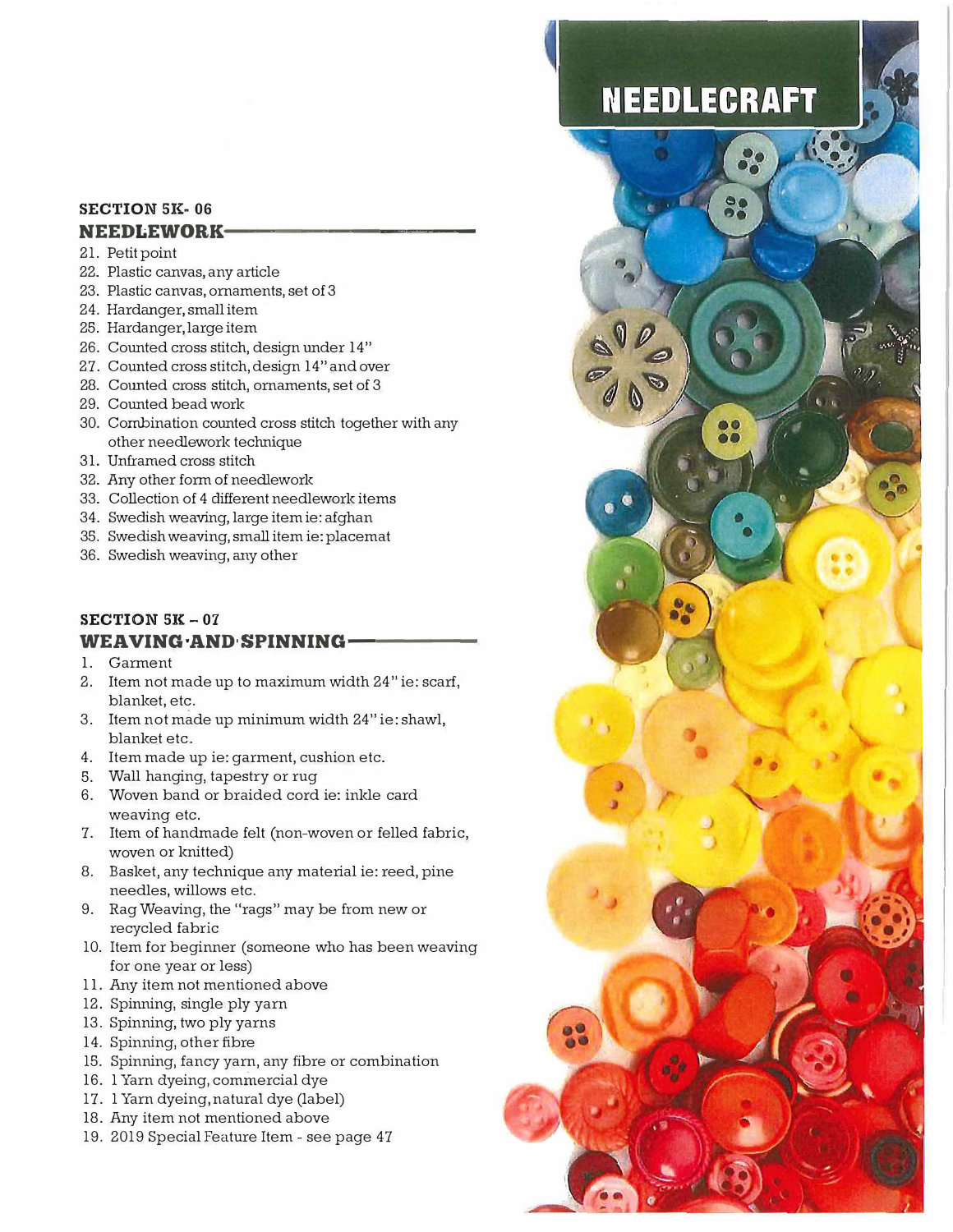# NEEDLECRAFT

## SECTION 5K- 06

### NEEDLEWORK

21. Petit point
22. Plastic canvas, any article
23. Plastic canvas, ornaments, set of 3
24. Hardanger, small item
25. Hardanger, large item
26. Counted cross stitch, design under 14"
27. Counted cross stitch, design 14" and over
28. Counted cross stitch, ornaments, set of 3
29. Counted bead work
30. Combination counted cross stitch together with any other needlework technique
31. Unframed cross stitch
32. Any other form of needlework
33. Collection of 4 different needlework items
34. Swedish weaving, large item ie: afghan
35. Swedish weaving, small item ie: placemat
36. Swedish weaving, any other

## SECTION 5K – 07

### WEAVING AND SPINNING

1. Garment
2. Item not made up to maximum width 24" ie: scarf, blanket, etc.
3. Item not made up minimum width 24" ie: shawl, blanket etc.
4. Item made up ie: garment, cushion etc.
5. Wall hanging, tapestry or rug
6. Woven band or braided cord ie: inkle card weaving etc.
7. Item of handmade felt (non-woven or felled fabric, woven or knitted)
8. Basket, any technique any material ie: reed, pine needles, willows etc.
9. Rag Weaving, the "rags" may be from new or recycled fabric
10. Item for beginner (someone who has been weaving for one year or less)
11. Any item not mentioned above
12. Spinning, single ply yarn
13. Spinning, two ply yarns
14. Spinning, other fibre
15. Spinning, fancy yarn, any fibre or combination
16. 1 Yarn dyeing, commercial dye
17. 1 Yarn dyeing, natural dye (label)
18. Any item not mentioned above
19. 2019 Special Feature Item - see page 47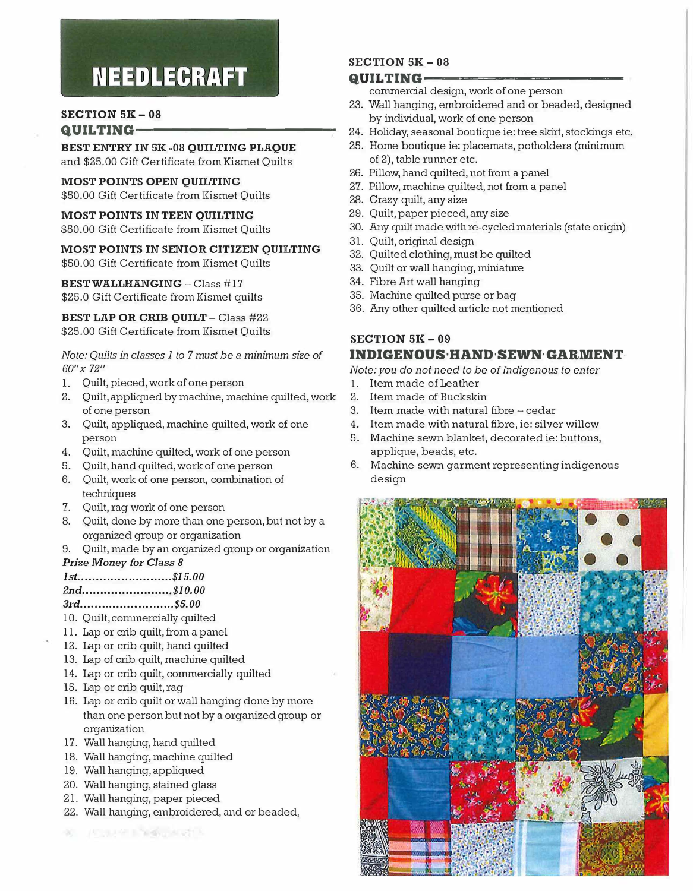# NEEDLECRAFT

## SECTION 5K – 08

### QUILTING

**BEST ENTRY IN 5K -08 QUILTING PLAQUE**
and $25.00 Gift Certificate from Kismet Quilts

**MOST POINTS OPEN QUILTING**
$50.00 Gift Certificate from Kismet Quilts

**MOST POINTS IN TEEN QUILTING**
$50.00 Gift Certificate from Kismet Quilts

**MOST POINTS IN SENIOR CITIZEN QUILTING**
$50.00 Gift Certificate from Kismet Quilts

**BEST WALLHANGING** – Class #17
$25.0 Gift Certificate from Kismet quilts

**BEST LAP OR CRIB QUILT** – Class #22
$25.00 Gift Certificate from Kismet Quilts

*Note: Quilts in classes 1 to 7 must be a minimum size of 60" x 72"*

1. Quilt, pieced, work of one person
2. Quilt, appliqued by machine, machine quilted, work of one person
3. Quilt, appliqued, machine quilted, work of one person
4. Quilt, machine quilted, work of one person
5. Quilt, hand quilted, work of one person
6. Quilt, work of one person, combination of techniques
7. Quilt, rag work of one person
8. Quilt, done by more than one person, but not by a organized group or organization
9. Quilt, made by an organized group or organization

***Prize Money for Class 8***

***1st.........................$15.00***

***2nd.........................$10.00***

***3rd..........................$5.00***

10. Quilt, commercially quilted
11. Lap or crib quilt, from a panel
12. Lap or crib quilt, hand quilted
13. Lap of crib quilt, machine quilted
14. Lap or crib quilt, commercially quilted
15. Lap or crib quilt, rag
16. Lap or crib quilt or wall hanging done by more than one person but not by a organized group or organization
17. Wall hanging, hand quilted
18. Wall hanging, machine quilted
19. Wall hanging, appliqued
20. Wall hanging, stained glass
21. Wall hanging, paper pieced
22. Wall hanging, embroidered, and or beaded, commercial design, work of one person
23. Wall hanging, embroidered and or beaded, designed by individual, work of one person
24. Holiday, seasonal boutique ie: tree skirt, stockings etc.
25. Home boutique ie: placemats, potholders (minimum of 2), table runner etc.
26. Pillow, hand quilted, not from a panel
27. Pillow, machine quilted, not from a panel
28. Crazy quilt, any size
29. Quilt, paper pieced, any size
30. Any quilt made with re-cycled materials (state origin)
31. Quilt, original design
32. Quilted clothing, must be quilted
33. Quilt or wall hanging, miniature
34. Fibre Art wall hanging
35. Machine quilted purse or bag
36. Any other quilted article not mentioned

## SECTION 5K – 09

### INDIGENOUS HAND SEWN GARMENT

*Note: you do not need to be of Indigenous to enter*

1. Item made of Leather
2. Item made of Buckskin
3. Item made with natural fibre – cedar
4. Item made with natural fibre, ie: silver willow
5. Machine sewn blanket, decorated ie: buttons, applique, beads, etc.
6. Machine sewn garment representing indigenous design